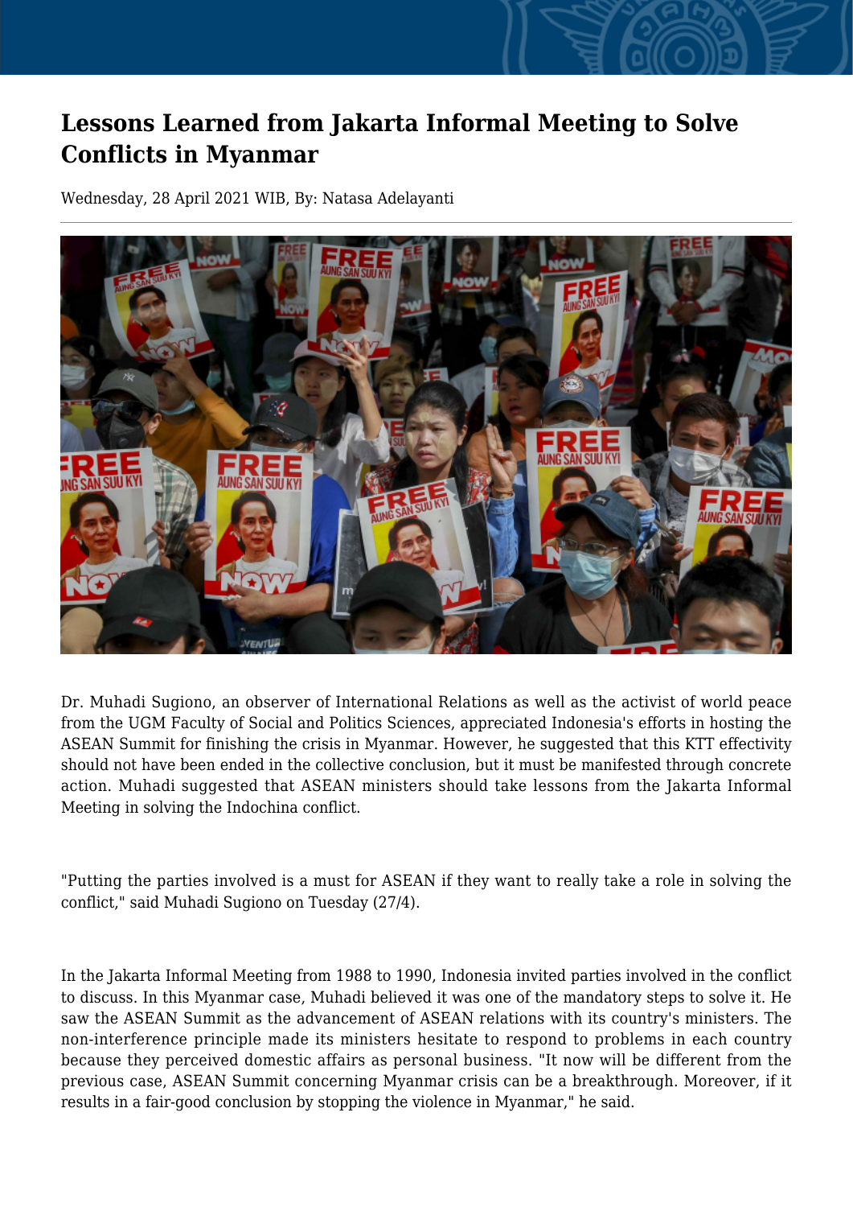# Lessons Learned from Jakarta Informal Meeting to Solve Conflicts in Myanmar

Wednesday, 28 April 2021 WIB, By: Natasa Adelayanti

Dr. Muhadi Sugiono, an observer of International Relations as well as the activist of world peace from the UGM Faculty of Social and Politics Sciences, appreciated Indonesia's efforts in hosting the ASEAN Summit for finishing the crisis in Myanmar. However, he suggested that this KTT effectivity should not have been ended in the collective conclusion, but it must be manifested through concrete action. Muhadi suggested that ASEAN ministers should take lessons from the Jakarta Informal Meeting in solving the Indochina conflict.

"Putting the parties involved is a must for ASEAN if they want to really take a role in solving the conflict," said Muhadi Sugiono on Tuesday (27/4).

In the Jakarta Informal Meeting from 1988 to 1990, Indonesia invited parties involved in the conflict to discuss. In this Myanmar case, Muhadi believed it was one of the mandatory steps to solve it. He saw the ASEAN Summit as the advancement of ASEAN relations with its country's ministers. The non-interference principle made its ministers hesitate to respond to problems in each country because they perceived domestic affairs as personal business. "It now will be different from the previous case, ASEAN Summit concerning Myanmar crisis can be a breakthrough. Moreover, if it results in a fair-good conclusion by stopping the violence in Myanmar," he said.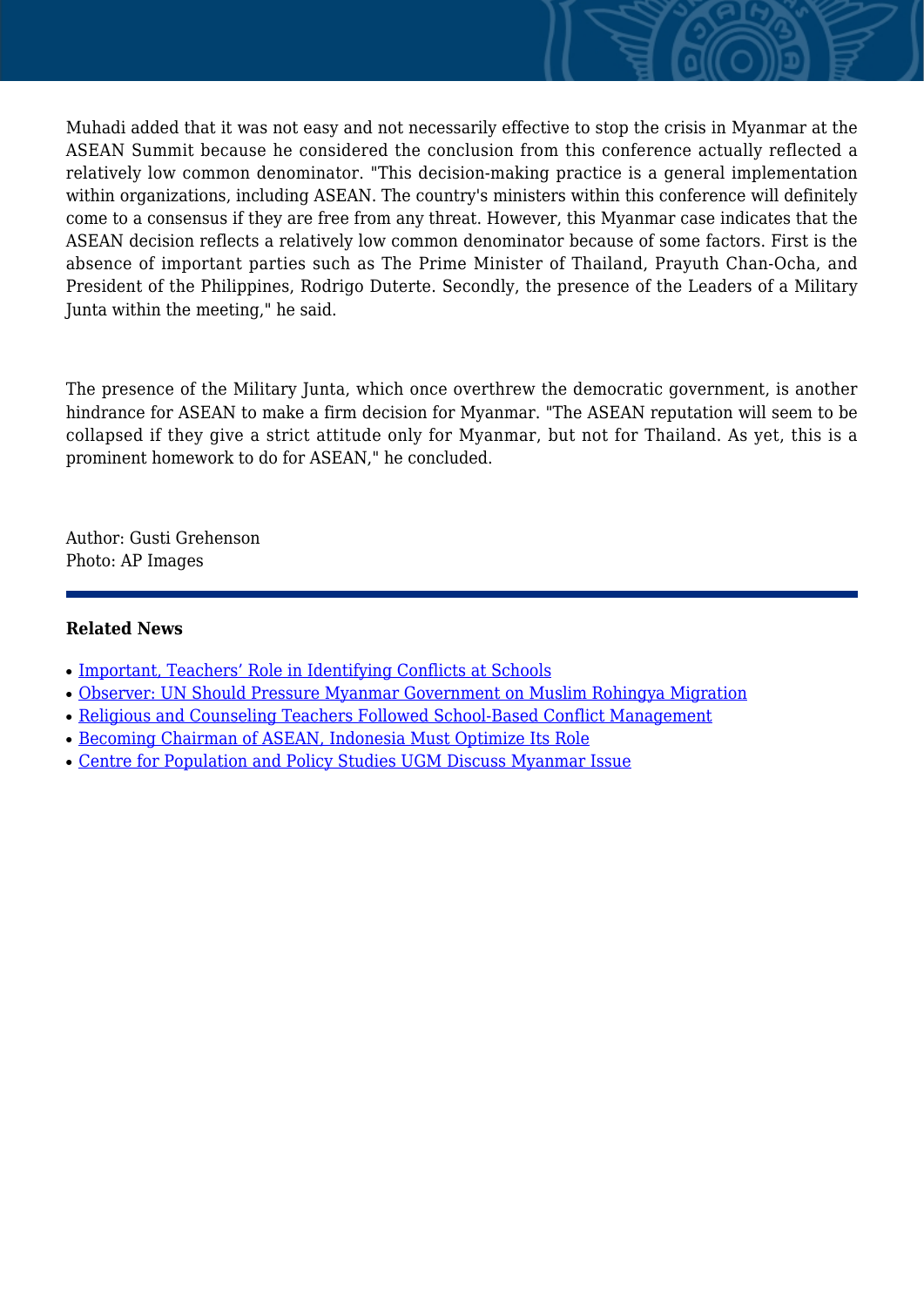Muhadi added that it was not easy and not necessarily effective to stop the crisis in Myanmar at the ASEAN Summit because he considered the conclusion from this conference actually reflected a relatively low common denominator. "This decision-making practice is a general implementation within organizations, including ASEAN. The country's ministers within this conference will definitely come to a consensus if they are free from any threat. However, this Myanmar case indicates that the ASEAN decision reflects a relatively low common denominator because of some factors. First is the absence of important parties such as The Prime Minister of Thailand, Prayuth Chan-Ocha, and President of the Philippines, Rodrigo Duterte. Secondly, the presence of the Leaders of a Military Junta within the meeting," he said.

The presence of the Military Junta, which once overthrew the democratic government, is another hindrance for ASEAN to make a firm decision for Myanmar. "The ASEAN reputation will seem to be collapsed if they give a strict attitude only for Myanmar, but not for Thailand. As yet, this is a prominent homework to do for ASEAN," he concluded.

Author: Gusti Grehenson
Photo: AP Images

---

**Related News**

- Important, Teachers' Role in Identifying Conflicts at Schools
- Observer: UN Should Pressure Myanmar Government on Muslim Rohingya Migration
- Religious and Counseling Teachers Followed School-Based Conflict Management
- Becoming Chairman of ASEAN, Indonesia Must Optimize Its Role
- Centre for Population and Policy Studies UGM Discuss Myanmar Issue